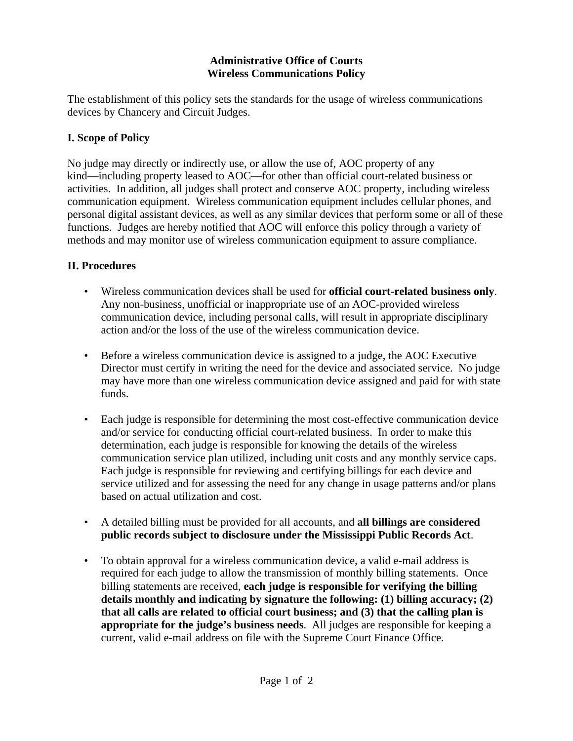**Administrative Office of Courts**
**Wireless Communications Policy**

The establishment of this policy sets the standards for the usage of wireless communications devices by Chancery and Circuit Judges.

## I. Scope of Policy

No judge may directly or indirectly use, or allow the use of, AOC property of any kind—including property leased to AOC—for other than official court-related business or activities. In addition, all judges shall protect and conserve AOC property, including wireless communication equipment. Wireless communication equipment includes cellular phones, and personal digital assistant devices, as well as any similar devices that perform some or all of these functions. Judges are hereby notified that AOC will enforce this policy through a variety of methods and may monitor use of wireless communication equipment to assure compliance.

## II. Procedures

- Wireless communication devices shall be used for **official court-related business only**. Any non-business, unofficial or inappropriate use of an AOC-provided wireless communication device, including personal calls, will result in appropriate disciplinary action and/or the loss of the use of the wireless communication device.

- Before a wireless communication device is assigned to a judge, the AOC Executive Director must certify in writing the need for the device and associated service. No judge may have more than one wireless communication device assigned and paid for with state funds.

- Each judge is responsible for determining the most cost-effective communication device and/or service for conducting official court-related business. In order to make this determination, each judge is responsible for knowing the details of the wireless communication service plan utilized, including unit costs and any monthly service caps. Each judge is responsible for reviewing and certifying billings for each device and service utilized and for assessing the need for any change in usage patterns and/or plans based on actual utilization and cost.

- A detailed billing must be provided for all accounts, and **all billings are considered public records subject to disclosure under the Mississippi Public Records Act**.

- To obtain approval for a wireless communication device, a valid e-mail address is required for each judge to allow the transmission of monthly billing statements. Once billing statements are received, **each judge is responsible for verifying the billing details monthly and indicating by signature the following: (1) billing accuracy; (2) that all calls are related to official court business; and (3) that the calling plan is appropriate for the judge's business needs**. All judges are responsible for keeping a current, valid e-mail address on file with the Supreme Court Finance Office.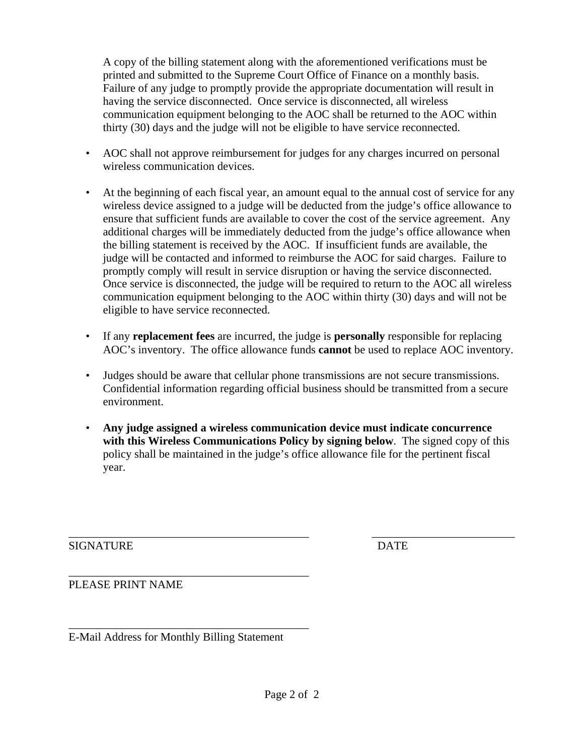A copy of the billing statement along with the aforementioned verifications must be printed and submitted to the Supreme Court Office of Finance on a monthly basis. Failure of any judge to promptly provide the appropriate documentation will result in having the service disconnected. Once service is disconnected, all wireless communication equipment belonging to the AOC shall be returned to the AOC within thirty (30) days and the judge will not be eligible to have service reconnected.

- AOC shall not approve reimbursement for judges for any charges incurred on personal wireless communication devices.

- At the beginning of each fiscal year, an amount equal to the annual cost of service for any wireless device assigned to a judge will be deducted from the judge's office allowance to ensure that sufficient funds are available to cover the cost of the service agreement. Any additional charges will be immediately deducted from the judge's office allowance when the billing statement is received by the AOC. If insufficient funds are available, the judge will be contacted and informed to reimburse the AOC for said charges. Failure to promptly comply will result in service disruption or having the service disconnected. Once service is disconnected, the judge will be required to return to the AOC all wireless communication equipment belonging to the AOC within thirty (30) days and will not be eligible to have service reconnected.

- If any **replacement fees** are incurred, the judge is **personally** responsible for replacing AOC's inventory. The office allowance funds **cannot** be used to replace AOC inventory.

- Judges should be aware that cellular phone transmissions are not secure transmissions. Confidential information regarding official business should be transmitted from a secure environment.

- **Any judge assigned a wireless communication device must indicate concurrence with this Wireless Communications Policy by signing below**. The signed copy of this policy shall be maintained in the judge's office allowance file for the pertinent fiscal year.

\_\_\_\_\_\_\_\_\_\_\_\_\_\_\_\_\_\_\_\_\_\_\_\_\_\_\_\_\_\_\_\_\_\_\_\_\_\_\_\_\_\_ \_\_\_\_\_\_\_\_\_\_\_\_\_\_\_\_\_\_\_\_\_\_\_\_\_
SIGNATURE DATE

\_\_\_\_\_\_\_\_\_\_\_\_\_\_\_\_\_\_\_\_\_\_\_\_\_\_\_\_\_\_\_\_\_\_\_\_\_\_\_\_\_\_
PLEASE PRINT NAME

\_\_\_\_\_\_\_\_\_\_\_\_\_\_\_\_\_\_\_\_\_\_\_\_\_\_\_\_\_\_\_\_\_\_\_\_\_\_\_\_\_\_
E-Mail Address for Monthly Billing Statement